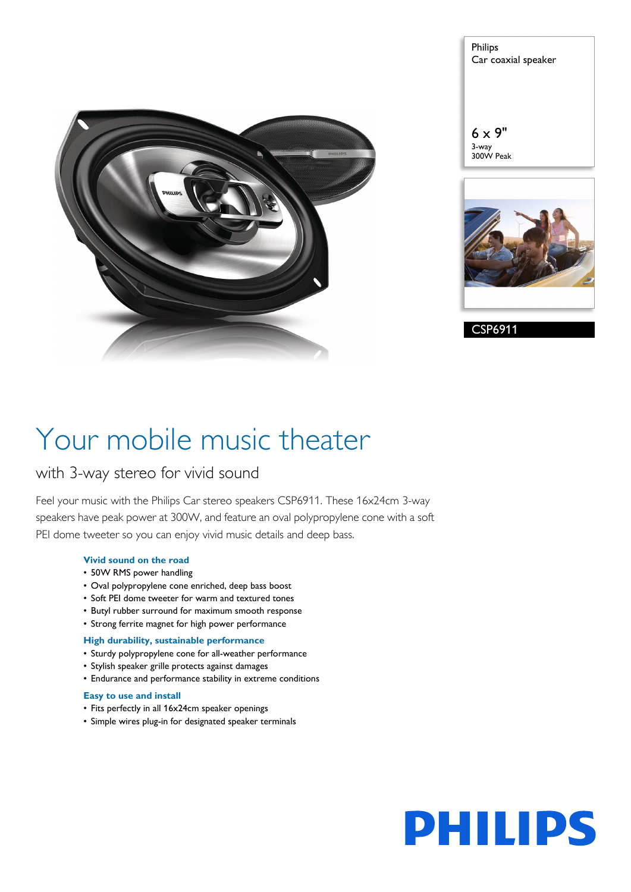Philips
Car coaxial speaker

6 x 9"
3-way
300W Peak

CSP6911

# Your mobile music theater

## with 3-way stereo for vivid sound

Feel your music with the Philips Car stereo speakers CSP6911. These 16x24cm 3-way speakers have peak power at 300W, and feature an oval polypropylene cone with a soft PEI dome tweeter so you can enjoy vivid music details and deep bass.

### Vivid sound on the road

- 50W RMS power handling
- Oval polypropylene cone enriched, deep bass boost
- Soft PEI dome tweeter for warm and textured tones
- Butyl rubber surround for maximum smooth response
- Strong ferrite magnet for high power performance

### High durability, sustainable performance

- Sturdy polypropylene cone for all-weather performance
- Stylish speaker grille protects against damages
- Endurance and performance stability in extreme conditions

### Easy to use and install

- Fits perfectly in all 16x24cm speaker openings
- Simple wires plug-in for designated speaker terminals

PHILIPS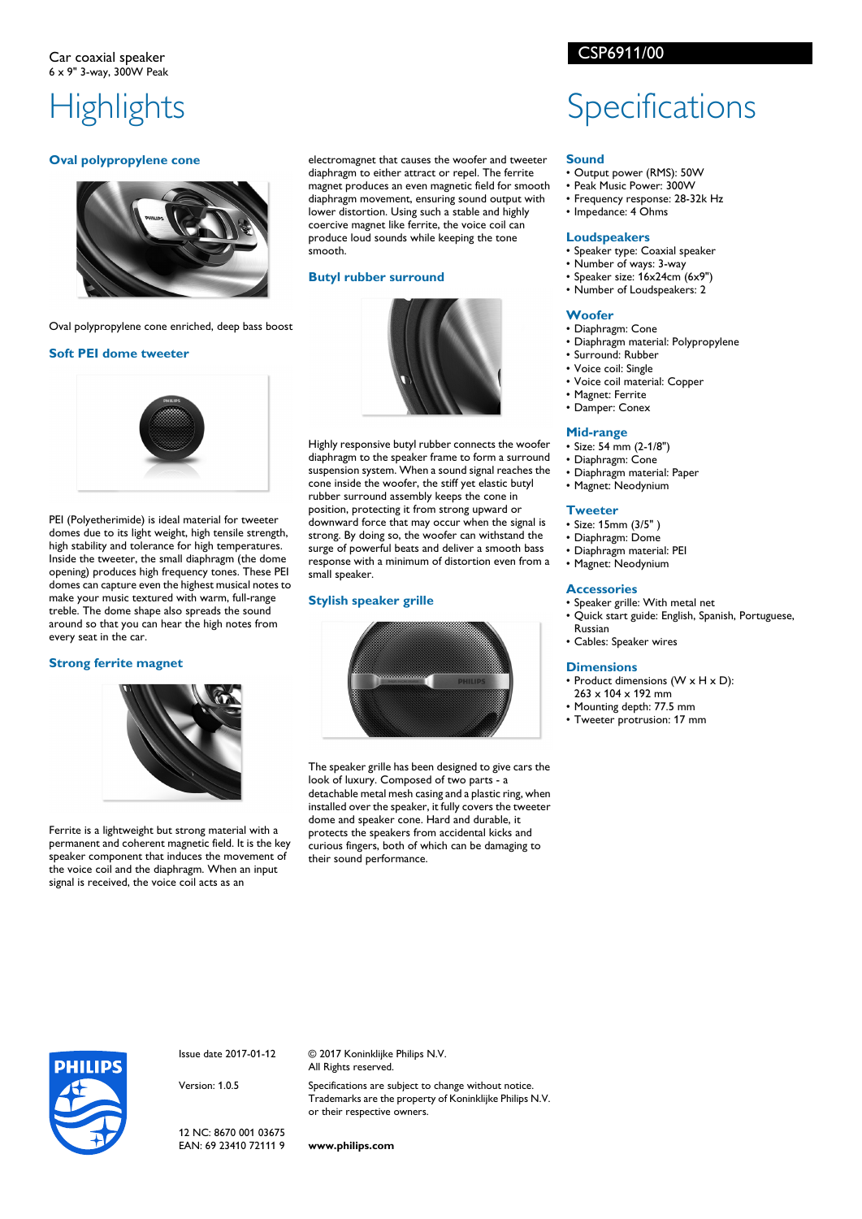Car coaxial speaker
6 x 9" 3-way, 300W Peak

CSP6911/00

# Highlights

### Oval polypropylene cone

Oval polypropylene cone enriched, deep bass boost

### Soft PEI dome tweeter

PEI (Polyetherimide) is ideal material for tweeter domes due to its light weight, high tensile strength, high stability and tolerance for high temperatures. Inside the tweeter, the small diaphragm (the dome opening) produces high frequency tones. These PEI domes can capture even the highest musical notes to make your music textured with warm, full-range treble. The dome shape also spreads the sound around so that you can hear the high notes from every seat in the car.

### Strong ferrite magnet

Ferrite is a lightweight but strong material with a permanent and coherent magnetic field. It is the key speaker component that induces the movement of the voice coil and the diaphragm. When an input signal is received, the voice coil acts as an electromagnet that causes the woofer and tweeter diaphragm to either attract or repel. The ferrite magnet produces an even magnetic field for smooth diaphragm movement, ensuring sound output with lower distortion. Using such a stable and highly coercive magnet like ferrite, the voice coil can produce loud sounds while keeping the tone smooth.

### Butyl rubber surround

Highly responsive butyl rubber connects the woofer diaphragm to the speaker frame to form a surround suspension system. When a sound signal reaches the cone inside the woofer, the stiff yet elastic butyl rubber surround assembly keeps the cone in position, protecting it from strong upward or downward force that may occur when the signal is strong. By doing so, the woofer can withstand the surge of powerful beats and deliver a smooth bass response with a minimum of distortion even from a small speaker.

### Stylish speaker grille

The speaker grille has been designed to give cars the look of luxury. Composed of two parts - a detachable metal mesh casing and a plastic ring, when installed over the speaker, it fully covers the tweeter dome and speaker cone. Hard and durable, it protects the speakers from accidental kicks and curious fingers, both of which can be damaging to their sound performance.

# Specifications

### Sound

- Output power (RMS): 50W
- Peak Music Power: 300W
- Frequency response: 28-32k Hz
- Impedance: 4 Ohms

### Loudspeakers

- Speaker type: Coaxial speaker
- Number of ways: 3-way
- Speaker size: 16x24cm (6x9")
- Number of Loudspeakers: 2

### Woofer

- Diaphragm: Cone
- Diaphragm material: Polypropylene
- Surround: Rubber
- Voice coil: Single
- Voice coil material: Copper
- Magnet: Ferrite
- Damper: Conex

### Mid-range

- Size: 54 mm (2-1/8")
- Diaphragm: Cone
- Diaphragm material: Paper
- Magnet: Neodymium

### Tweeter

- Size: 15mm (3/5" )
- Diaphragm: Dome
- Diaphragm material: PEI
- Magnet: Neodymium

### Accessories

- Speaker grille: With metal net
- Quick start guide: English, Spanish, Portuguese, Russian
- Cables: Speaker wires

### Dimensions

- Product dimensions (W x H x D): 263 x 104 x 192 mm
- Mounting depth: 77.5 mm
- Tweeter protrusion: 17 mm

Issue date 2017-01-12

Version: 1.0.5

12 NC: 8670 001 03675
EAN: 69 23410 72111 9

© 2017 Koninklijke Philips N.V.
All Rights reserved.

Specifications are subject to change without notice. Trademarks are the property of Koninklijke Philips N.V. or their respective owners.

**www.philips.com**